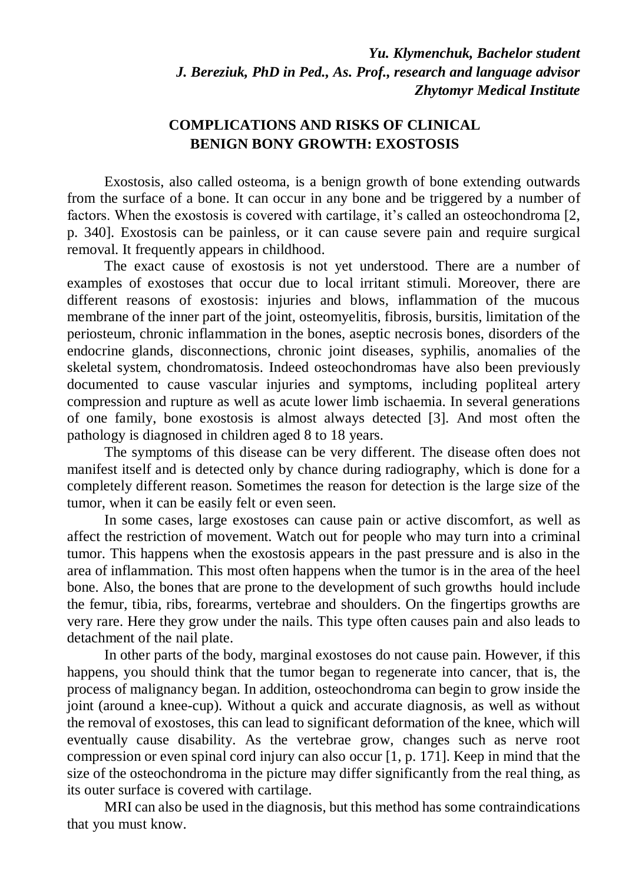***Yu. Klymenchuk, Bachelor student***
***J. Bereziuk, PhD in Ped., As. Prof., research and language advisor***
***Zhytomyr Medical Institute***

# COMPLICATIONS AND RISKS OF CLINICAL BENIGN BONY GROWTH: EXOSTOSIS

Exostosis, also called osteoma, is a benign growth of bone extending outwards from the surface of a bone. It can occur in any bone and be triggered by a number of factors. When the exostosis is covered with cartilage, it's called an osteochondroma [2, p. 340]. Exostosis can be painless, or it can cause severe pain and require surgical removal. It frequently appears in childhood.

The exact cause of exostosis is not yet understood. There are a number of examples of exostoses that occur due to local irritant stimuli. Moreover, there are different reasons of exostosis: injuries and blows, inflammation of the mucous membrane of the inner part of the joint, osteomyelitis, fibrosis, bursitis, limitation of the periosteum, chronic inflammation in the bones, aseptic necrosis bones, disorders of the endocrine glands, disconnections, chronic joint diseases, syphilis, anomalies of the skeletal system, chondromatosis. Indeed osteochondromas have also been previously documented to cause vascular injuries and symptoms, including popliteal artery compression and rupture as well as acute lower limb ischaemia. In several generations of one family, bone exostosis is almost always detected [3]. And most often the pathology is diagnosed in children aged 8 to 18 years.

The symptoms of this disease can be very different. The disease often does not manifest itself and is detected only by chance during radiography, which is done for a completely different reason. Sometimes the reason for detection is the large size of the tumor, when it can be easily felt or even seen.

In some cases, large exostoses can cause pain or active discomfort, as well as affect the restriction of movement. Watch out for people who may turn into a criminal tumor. This happens when the exostosis appears in the past pressure and is also in the area of inflammation. This most often happens when the tumor is in the area of the heel bone. Also, the bones that are prone to the development of such growths hould include the femur, tibia, ribs, forearms, vertebrae and shoulders. On the fingertips growths are very rare. Here they grow under the nails. This type often causes pain and also leads to detachment of the nail plate.

In other parts of the body, marginal exostoses do not cause pain. However, if this happens, you should think that the tumor began to regenerate into cancer, that is, the process of malignancy began. In addition, osteochondroma can begin to grow inside the joint (around a knee-cup). Without a quick and accurate diagnosis, as well as without the removal of exostoses, this can lead to significant deformation of the knee, which will eventually cause disability. As the vertebrae grow, changes such as nerve root compression or even spinal cord injury can also occur [1, p. 171]. Keep in mind that the size of the osteochondroma in the picture may differ significantly from the real thing, as its outer surface is covered with cartilage.

MRI can also be used in the diagnosis, but this method has some contraindications that you must know.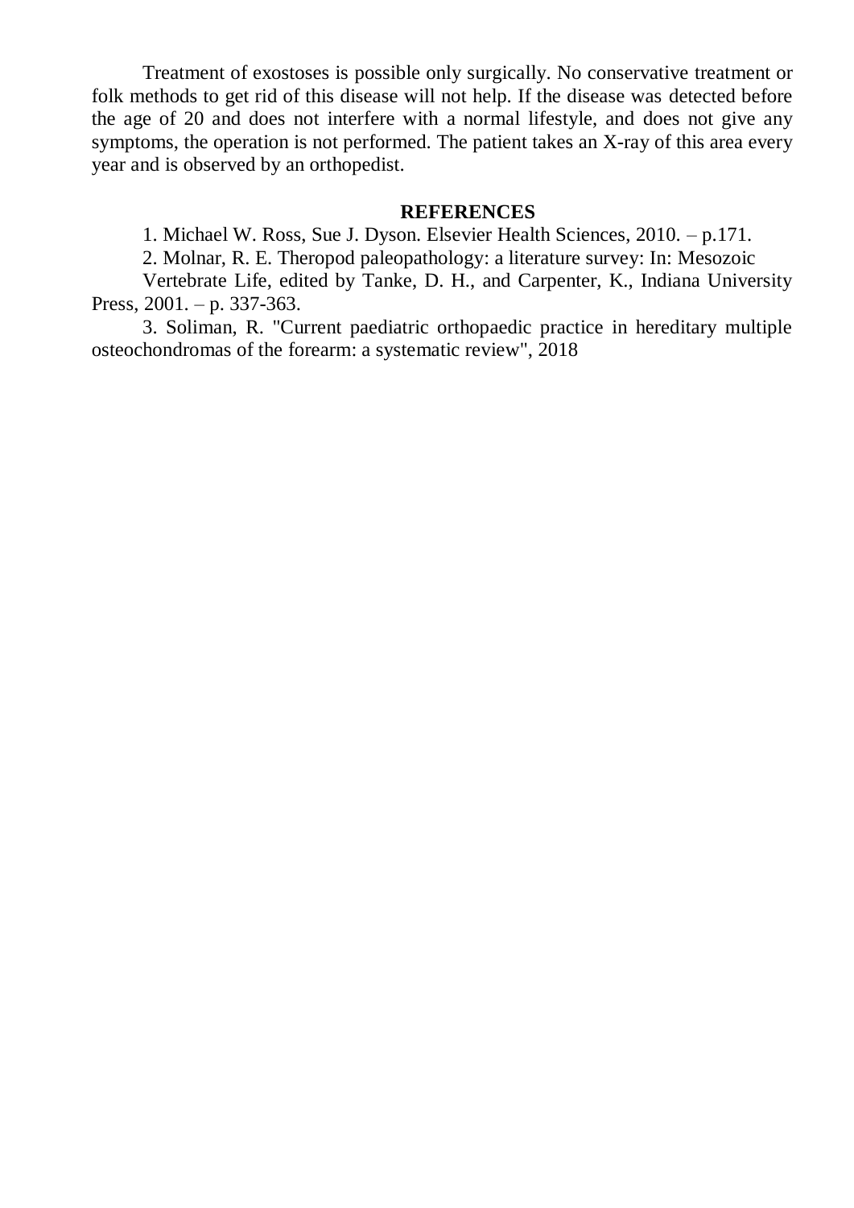Treatment of exostoses is possible only surgically. No conservative treatment or folk methods to get rid of this disease will not help. If the disease was detected before the age of 20 and does not interfere with a normal lifestyle, and does not give any symptoms, the operation is not performed. The patient takes an X-ray of this area every year and is observed by an orthopedist.

## REFERENCES

1. Michael W. Ross, Sue J. Dyson. Elsevier Health Sciences, 2010. – p.171.
2. Molnar, R. E. Theropod paleopathology: a literature survey: In: Mesozoic Vertebrate Life, edited by Tanke, D. H., and Carpenter, K., Indiana University Press, 2001. – p. 337-363.
3. Soliman, R. "Current paediatric orthopaedic practice in hereditary multiple osteochondromas of the forearm: a systematic review", 2018